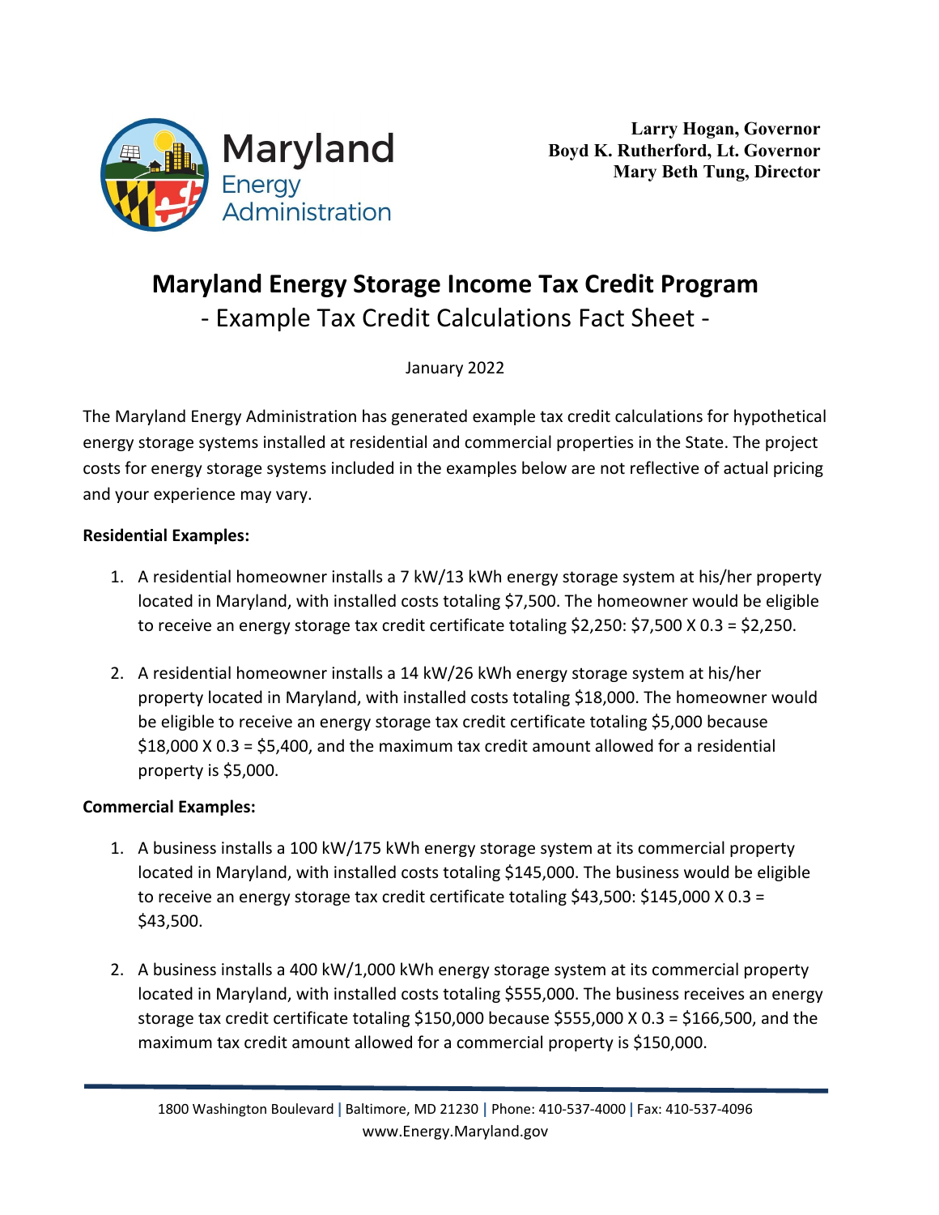Maryland Energy Administration

**Larry Hogan, Governor**
**Boyd K. Rutherford, Lt. Governor**
**Mary Beth Tung, Director**

# Maryland Energy Storage Income Tax Credit Program

## - Example Tax Credit Calculations Fact Sheet -

January 2022

The Maryland Energy Administration has generated example tax credit calculations for hypothetical energy storage systems installed at residential and commercial properties in the State. The project costs for energy storage systems included in the examples below are not reflective of actual pricing and your experience may vary.

**Residential Examples:**

1. A residential homeowner installs a 7 kW/13 kWh energy storage system at his/her property located in Maryland, with installed costs totaling $7,500. The homeowner would be eligible to receive an energy storage tax credit certificate totaling $2,250: $7,500 X 0.3 = $2,250.

2. A residential homeowner installs a 14 kW/26 kWh energy storage system at his/her property located in Maryland, with installed costs totaling $18,000. The homeowner would be eligible to receive an energy storage tax credit certificate totaling $5,000 because $18,000 X 0.3 = $5,400, and the maximum tax credit amount allowed for a residential property is $5,000.

**Commercial Examples:**

1. A business installs a 100 kW/175 kWh energy storage system at its commercial property located in Maryland, with installed costs totaling $145,000. The business would be eligible to receive an energy storage tax credit certificate totaling $43,500: $145,000 X 0.3 = $43,500.

2. A business installs a 400 kW/1,000 kWh energy storage system at its commercial property located in Maryland, with installed costs totaling $555,000. The business receives an energy storage tax credit certificate totaling $150,000 because $555,000 X 0.3 = $166,500, and the maximum tax credit amount allowed for a commercial property is $150,000.

1800 Washington Boulevard | Baltimore, MD 21230 | Phone: 410-537-4000 | Fax: 410-537-4096
www.Energy.Maryland.gov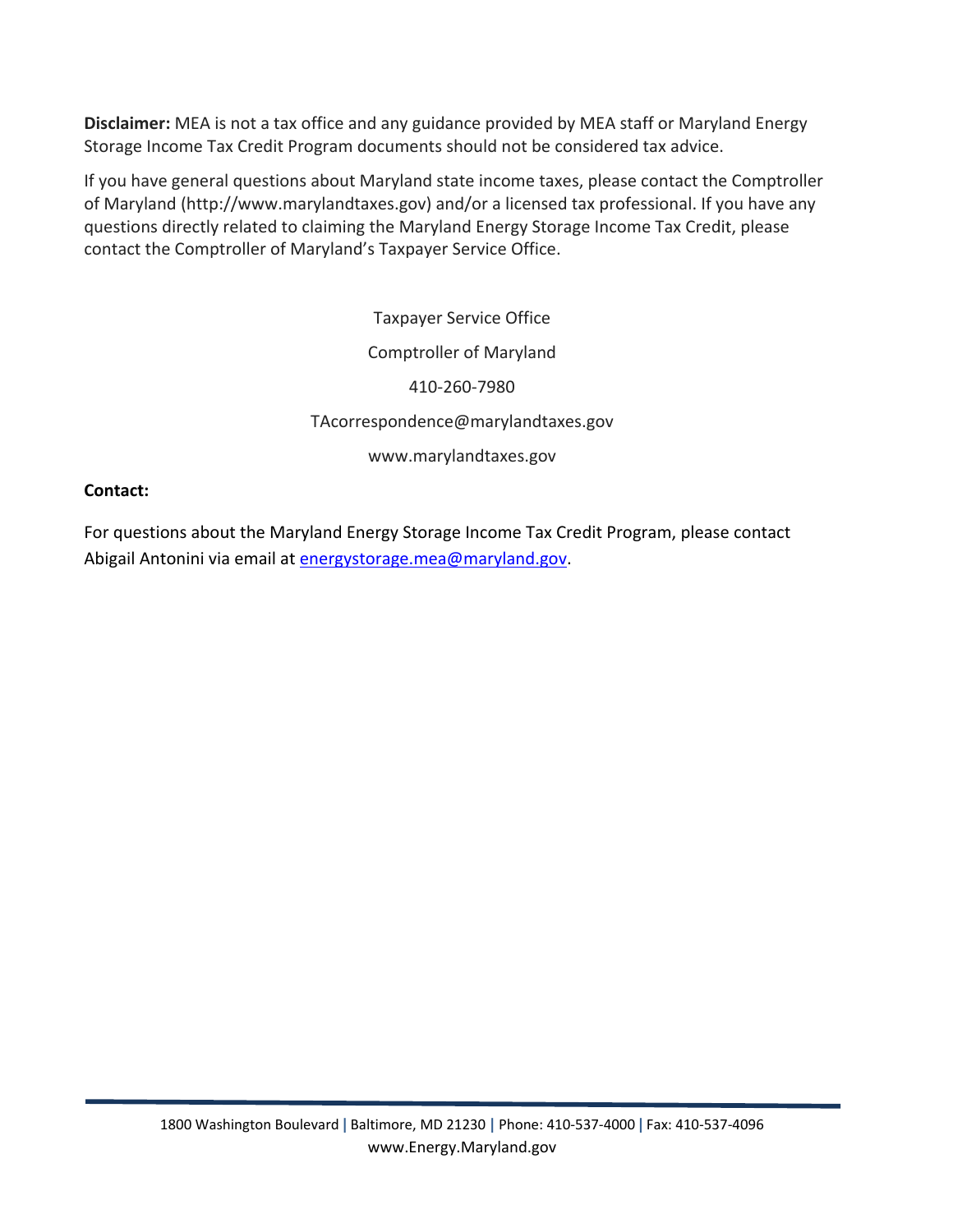**Disclaimer:** MEA is not a tax office and any guidance provided by MEA staff or Maryland Energy Storage Income Tax Credit Program documents should not be considered tax advice.

If you have general questions about Maryland state income taxes, please contact the Comptroller of Maryland (http://www.marylandtaxes.gov) and/or a licensed tax professional. If you have any questions directly related to claiming the Maryland Energy Storage Income Tax Credit, please contact the Comptroller of Maryland's Taxpayer Service Office.

Taxpayer Service Office

Comptroller of Maryland

410-260-7980

TAcorrespondence@marylandtaxes.gov

www.marylandtaxes.gov

**Contact:**

For questions about the Maryland Energy Storage Income Tax Credit Program, please contact Abigail Antonini via email at energystorage.mea@maryland.gov.